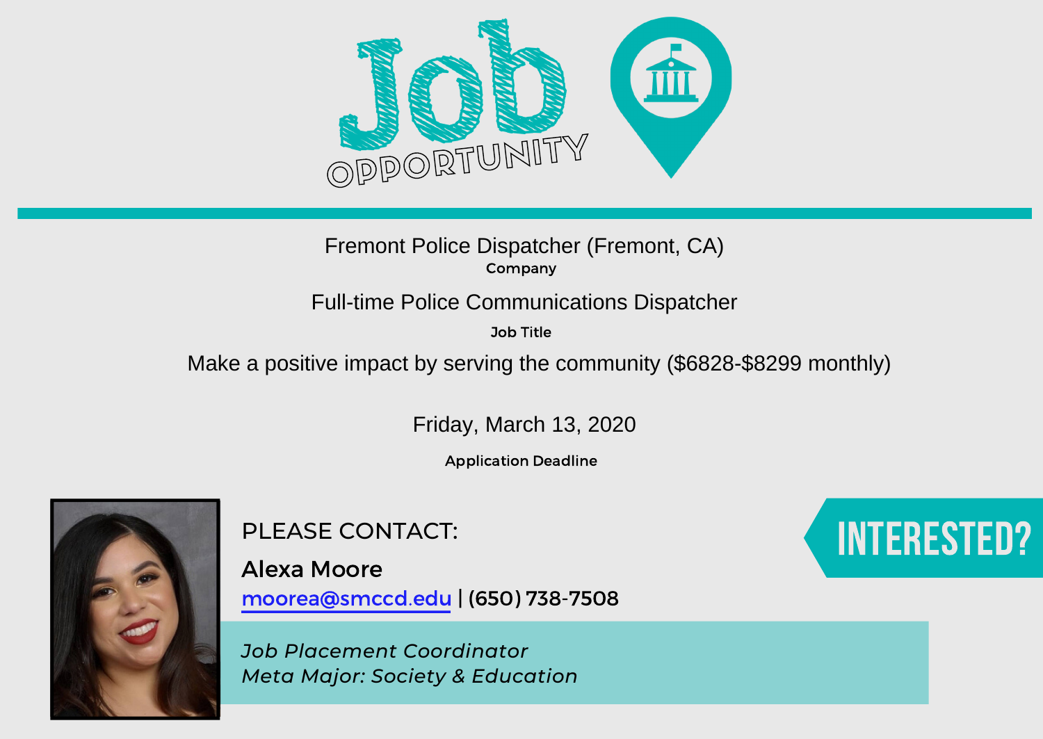# Job OPPORTUNITY

Fremont Police Dispatcher (Fremont, CA)

**Company**

Full-time Police Communications Dispatcher

**Job Title**

Make a positive impact by serving the community ($6828-$8299 monthly)

Friday, March 13, 2020

**Application Deadline**

PLEASE CONTACT:

**Alexa Moore**

moorea@smccd.edu | (650) 738-7508

*Job Placement Coordinator*
*Meta Major: Society & Education*

INTERESTED?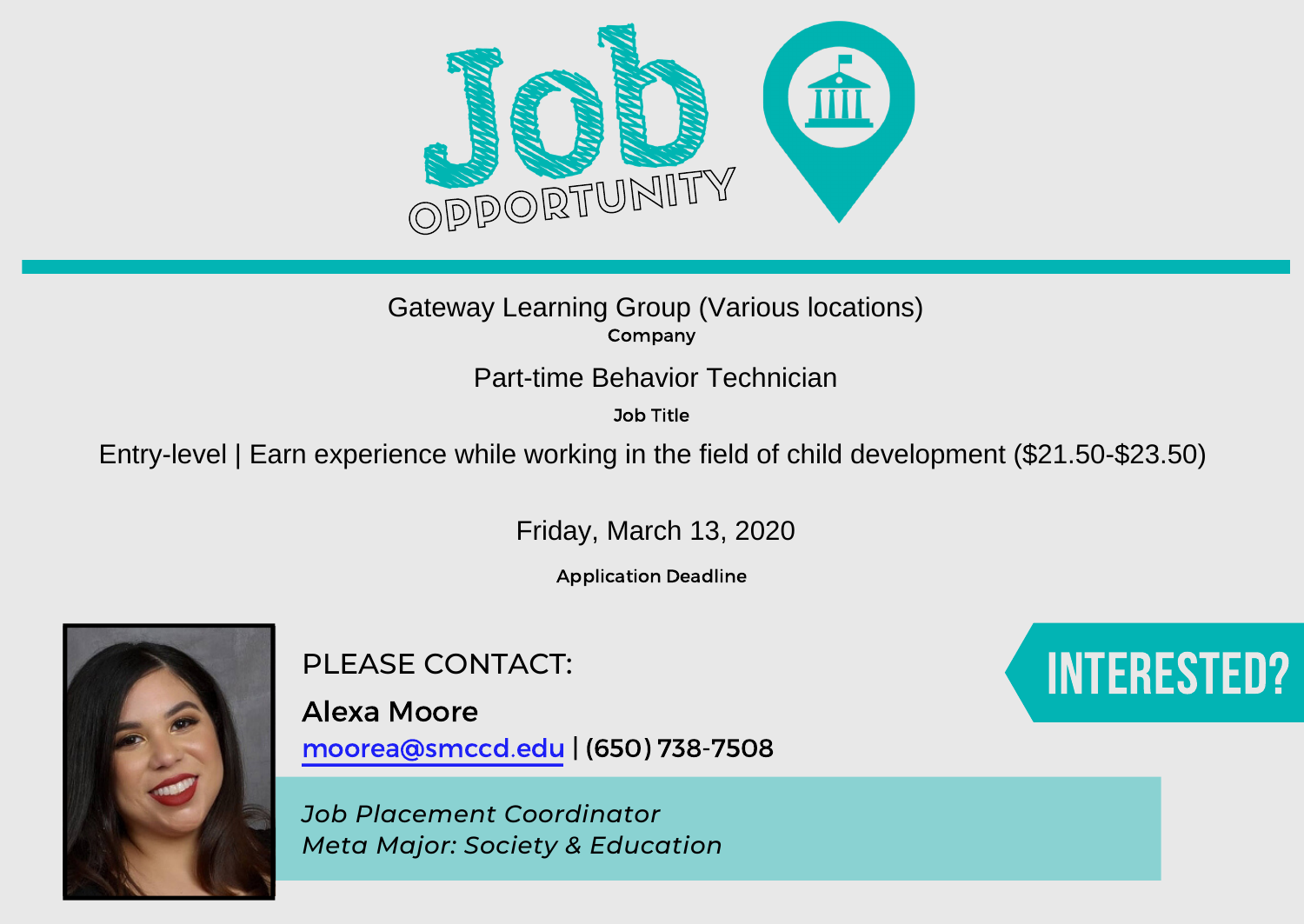# Job OPPORTUNITY

Gateway Learning Group (Various locations)

Company

Part-time Behavior Technician

Job Title

Entry-level | Earn experience while working in the field of child development ($21.50-$23.50)

Friday, March 13, 2020

Application Deadline

PLEASE CONTACT:

**Alexa Moore**

moorea@smccd.edu | (650) 738-7508

*Job Placement Coordinator*
*Meta Major: Society & Education*

INTERESTED?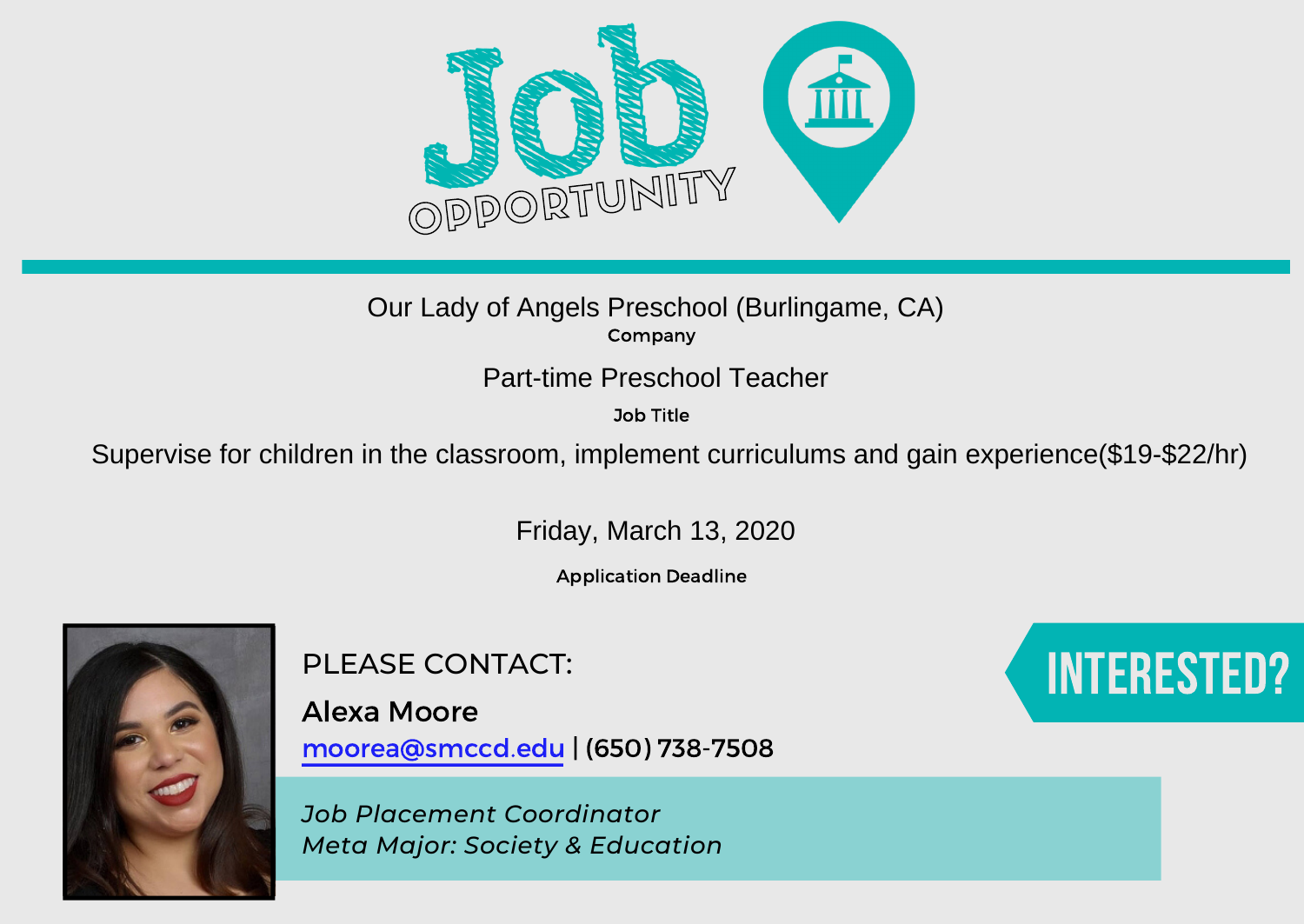# Job OPPORTUNITY

Our Lady of Angels Preschool (Burlingame, CA)

**Company**

Part-time Preschool Teacher

**Job Title**

Supervise for children in the classroom, implement curriculums and gain experience($19-$22/hr)

Friday, March 13, 2020

**Application Deadline**

PLEASE CONTACT:

**Alexa Moore**

moorea@smccd.edu | (650) 738-7508

*Job Placement Coordinator*
*Meta Major: Society & Education*

**INTERESTED?**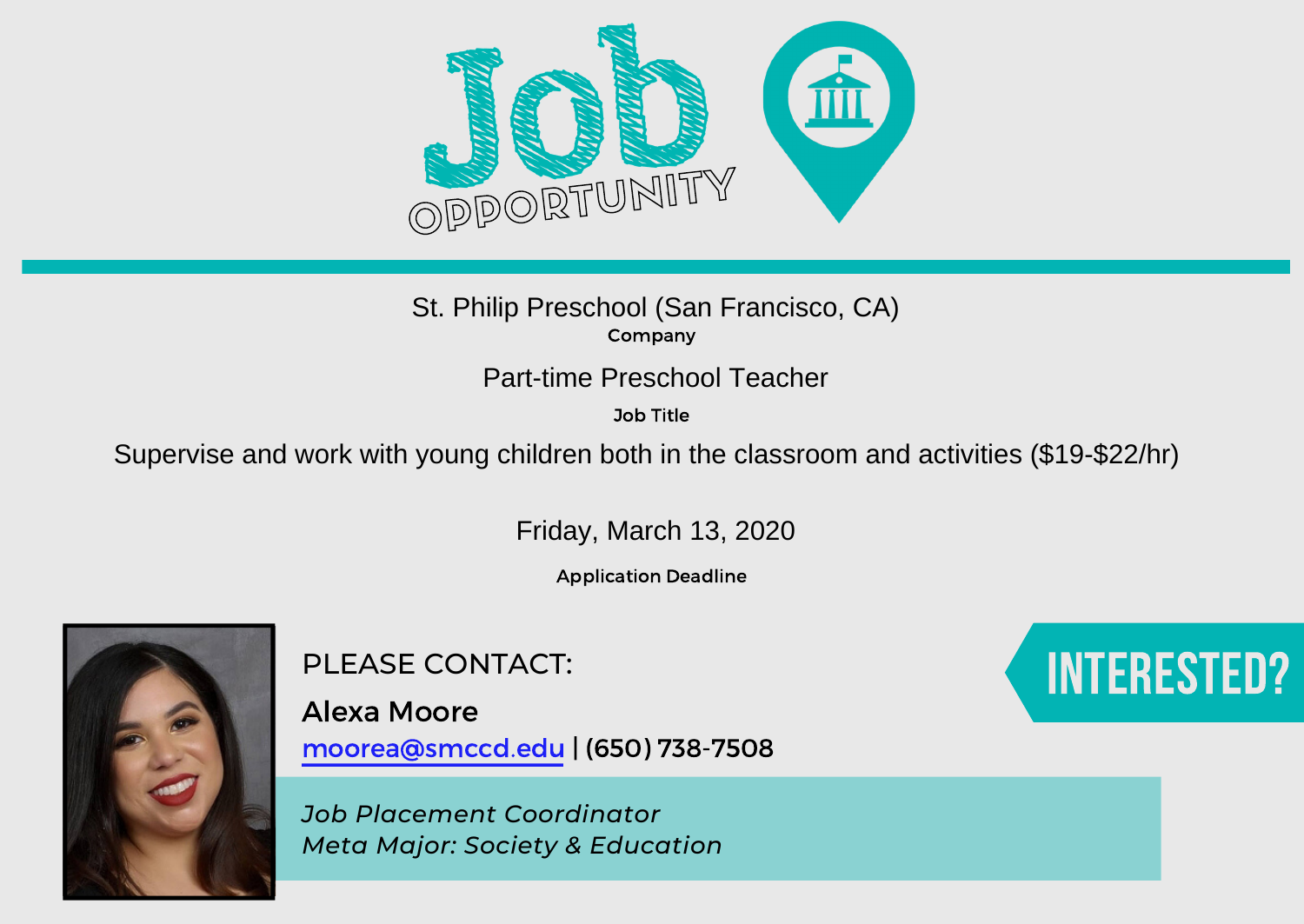# Job OPPORTUNITY

St. Philip Preschool (San Francisco, CA)

**Company**

Part-time Preschool Teacher

**Job Title**

Supervise and work with young children both in the classroom and activities ($19-$22/hr)

Friday, March 13, 2020

**Application Deadline**

PLEASE CONTACT:

**Alexa Moore**

moorea@smccd.edu | (650) 738-7508

*Job Placement Coordinator*
*Meta Major: Society & Education*

**INTERESTED?**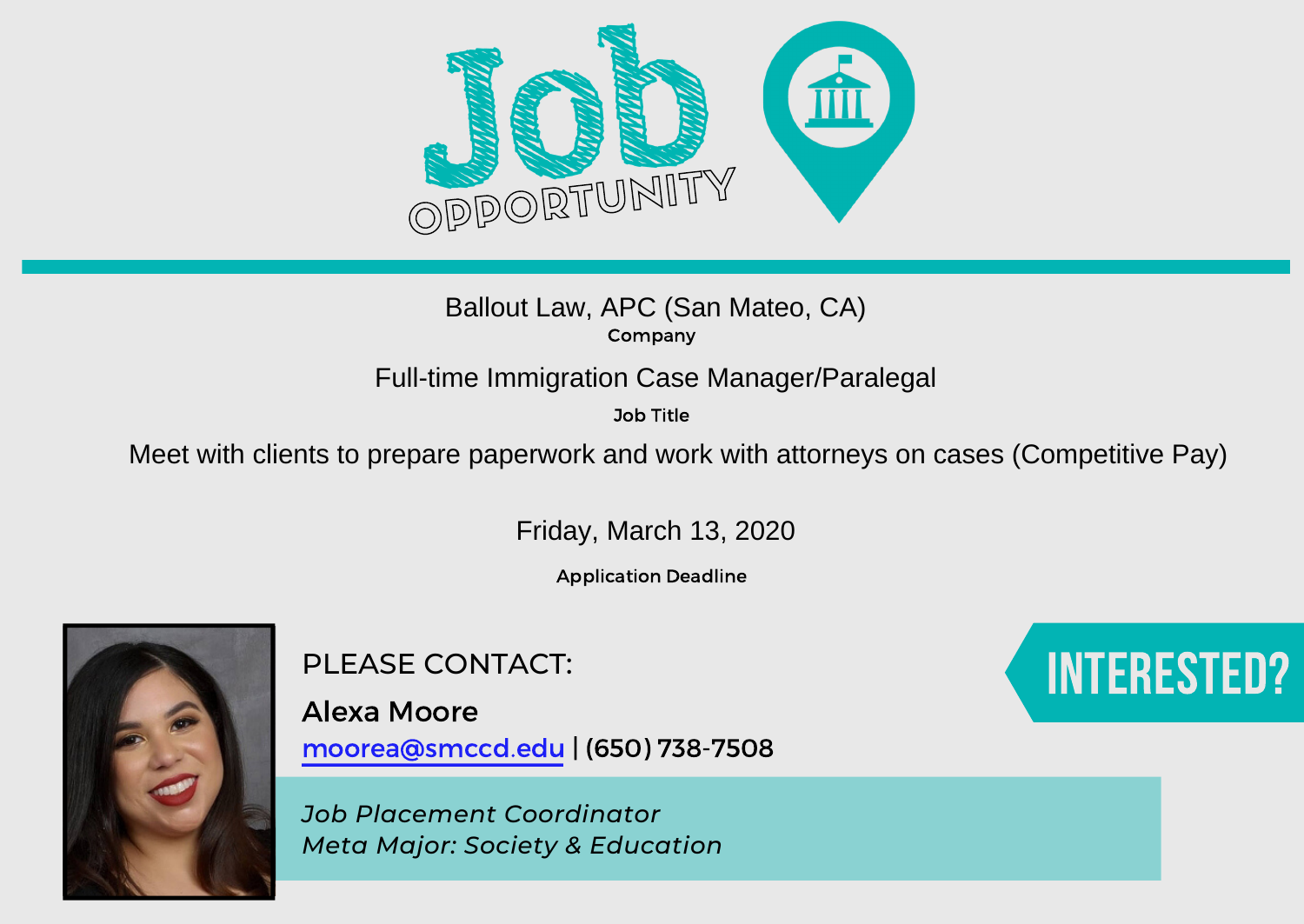# Job OPPORTUNITY

Ballout Law, APC (San Mateo, CA)

**Company**

Full-time Immigration Case Manager/Paralegal

**Job Title**

Meet with clients to prepare paperwork and work with attorneys on cases (Competitive Pay)

Friday, March 13, 2020

**Application Deadline**

PLEASE CONTACT:

**Alexa Moore**

moorea@smccd.edu | (650) 738-7508

*Job Placement Coordinator*
*Meta Major: Society & Education*

INTERESTED?